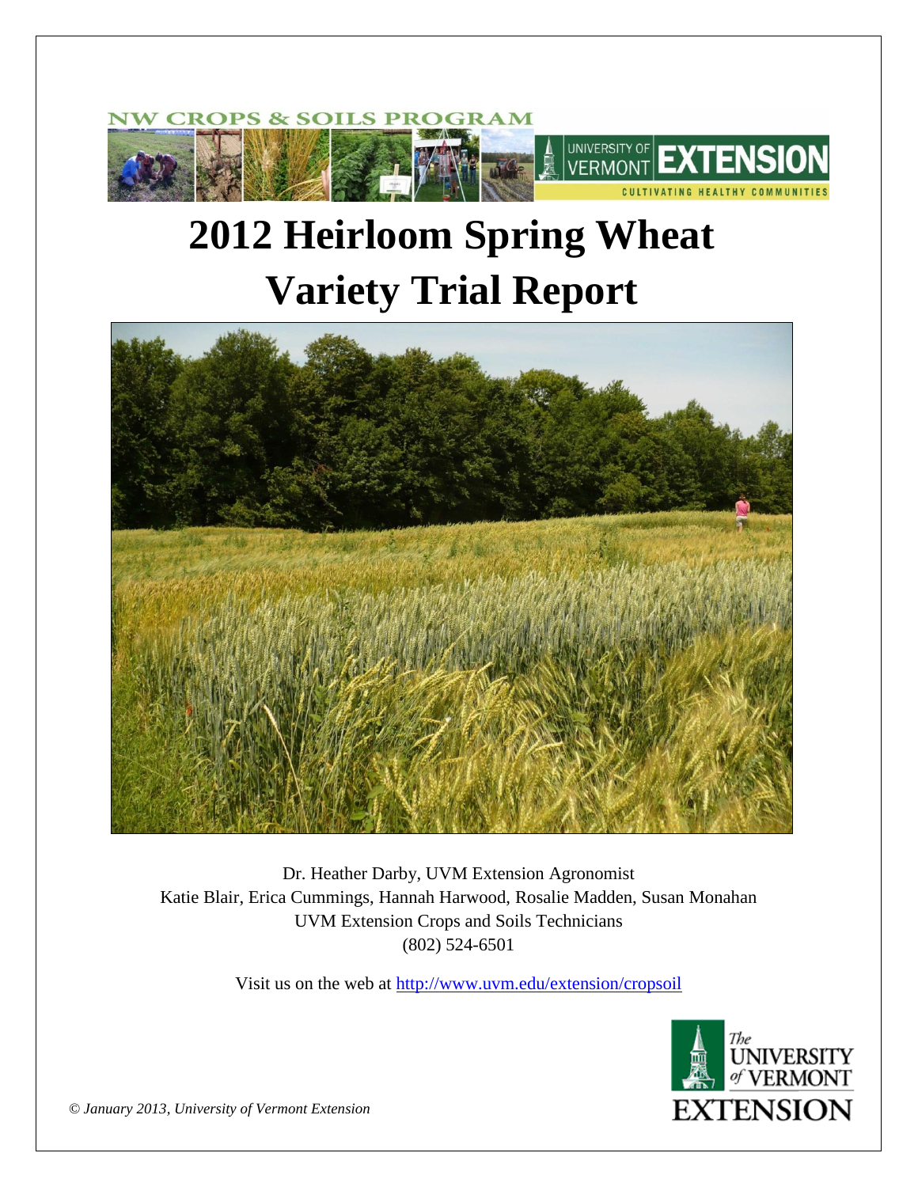NW CROPS & SOILS PROGRAM

UNIVERSITY OF VERMONT EXTENSION

CULTIVATING HEALTHY COMMUNITIES

# 2012 Heirloom Spring Wheat Variety Trial Report

Dr. Heather Darby, UVM Extension Agronomist

Katie Blair, Erica Cummings, Hannah Harwood, Rosalie Madden, Susan Monahan

UVM Extension Crops and Soils Technicians

(802) 524-6501

Visit us on the web at http://www.uvm.edu/extension/cropsoil

The University of Vermont Extension

*© January 2013, University of Vermont Extension*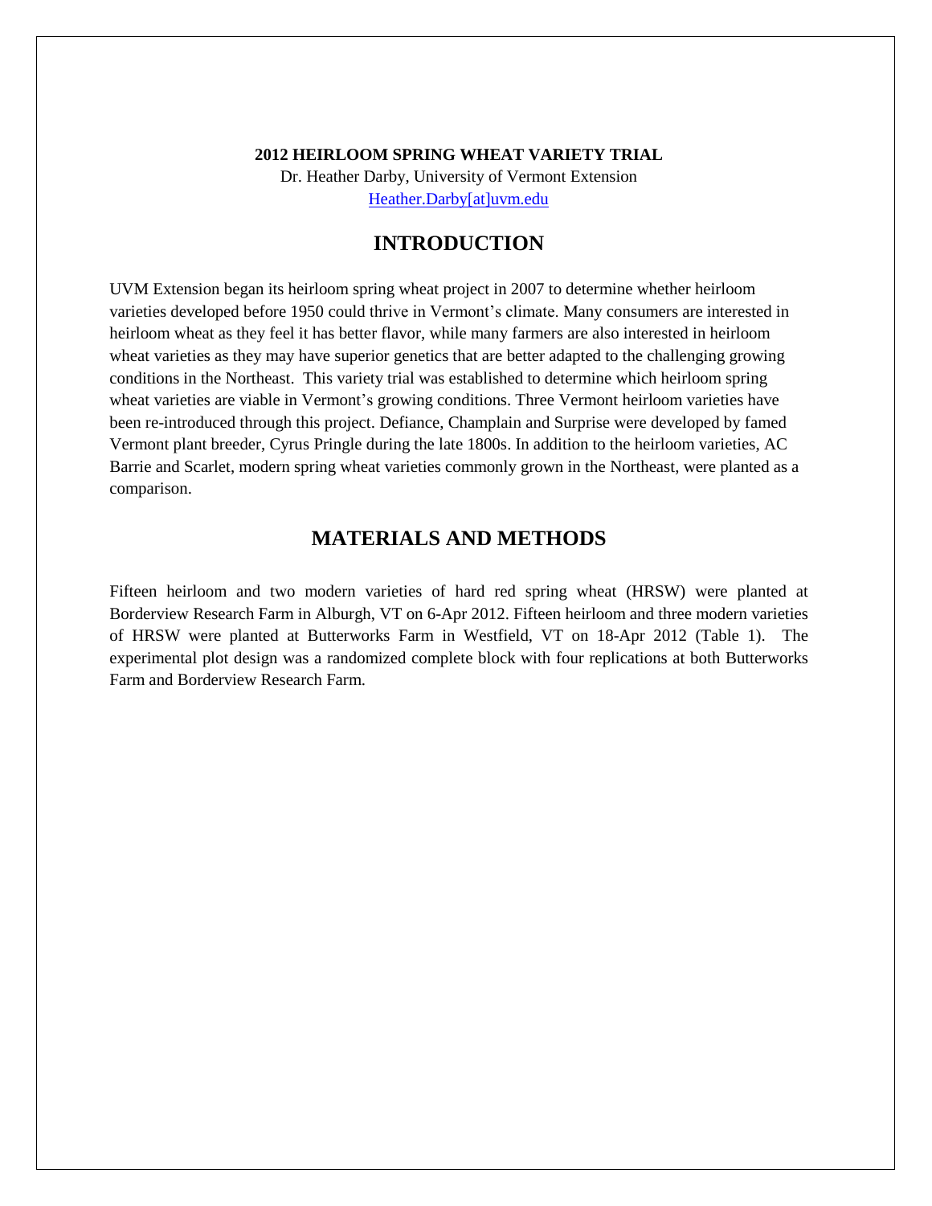**2012 HEIRLOOM SPRING WHEAT VARIETY TRIAL**

Dr. Heather Darby, University of Vermont Extension

Heather.Darby[at]uvm.edu

## INTRODUCTION

UVM Extension began its heirloom spring wheat project in 2007 to determine whether heirloom varieties developed before 1950 could thrive in Vermont's climate. Many consumers are interested in heirloom wheat as they feel it has better flavor, while many farmers are also interested in heirloom wheat varieties as they may have superior genetics that are better adapted to the challenging growing conditions in the Northeast. This variety trial was established to determine which heirloom spring wheat varieties are viable in Vermont's growing conditions. Three Vermont heirloom varieties have been re-introduced through this project. Defiance, Champlain and Surprise were developed by famed Vermont plant breeder, Cyrus Pringle during the late 1800s. In addition to the heirloom varieties, AC Barrie and Scarlet, modern spring wheat varieties commonly grown in the Northeast, were planted as a comparison.

## MATERIALS AND METHODS

Fifteen heirloom and two modern varieties of hard red spring wheat (HRSW) were planted at Borderview Research Farm in Alburgh, VT on 6-Apr 2012. Fifteen heirloom and three modern varieties of HRSW were planted at Butterworks Farm in Westfield, VT on 18-Apr 2012 (Table 1). The experimental plot design was a randomized complete block with four replications at both Butterworks Farm and Borderview Research Farm.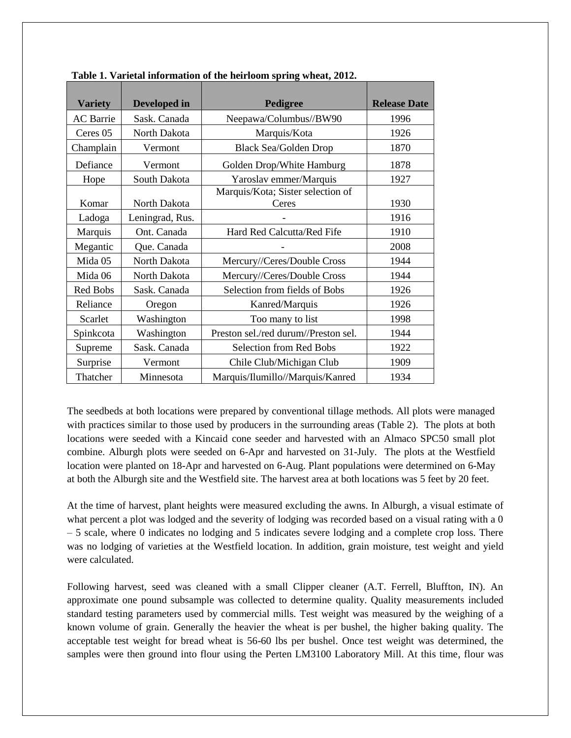**Table 1. Varietal information of the heirloom spring wheat, 2012.**

| Variety | Developed in | Pedigree | Release Date |
|---|---|---|---|
| AC Barrie | Sask. Canada | Neepawa/Columbus//BW90 | 1996 |
| Ceres 05 | North Dakota | Marquis/Kota | 1926 |
| Champlain | Vermont | Black Sea/Golden Drop | 1870 |
| Defiance | Vermont | Golden Drop/White Hamburg | 1878 |
| Hope | South Dakota | Yaroslav emmer/Marquis | 1927 |
| Komar | North Dakota | Marquis/Kota; Sister selection of Ceres | 1930 |
| Ladoga | Leningrad, Rus. | - | 1916 |
| Marquis | Ont. Canada | Hard Red Calcutta/Red Fife | 1910 |
| Megantic | Que. Canada | - | 2008 |
| Mida 05 | North Dakota | Mercury//Ceres/Double Cross | 1944 |
| Mida 06 | North Dakota | Mercury//Ceres/Double Cross | 1944 |
| Red Bobs | Sask. Canada | Selection from fields of Bobs | 1926 |
| Reliance | Oregon | Kanred/Marquis | 1926 |
| Scarlet | Washington | Too many to list | 1998 |
| Spinkcota | Washington | Preston sel./red durum//Preston sel. | 1944 |
| Supreme | Sask. Canada | Selection from Red Bobs | 1922 |
| Surprise | Vermont | Chile Club/Michigan Club | 1909 |
| Thatcher | Minnesota | Marquis/Ilumillo//Marquis/Kanred | 1934 |

The seedbeds at both locations were prepared by conventional tillage methods. All plots were managed with practices similar to those used by producers in the surrounding areas (Table 2). The plots at both locations were seeded with a Kincaid cone seeder and harvested with an Almaco SPC50 small plot combine. Alburgh plots were seeded on 6-Apr and harvested on 31-July. The plots at the Westfield location were planted on 18-Apr and harvested on 6-Aug. Plant populations were determined on 6-May at both the Alburgh site and the Westfield site. The harvest area at both locations was 5 feet by 20 feet.

At the time of harvest, plant heights were measured excluding the awns. In Alburgh, a visual estimate of what percent a plot was lodged and the severity of lodging was recorded based on a visual rating with a 0 – 5 scale, where 0 indicates no lodging and 5 indicates severe lodging and a complete crop loss. There was no lodging of varieties at the Westfield location. In addition, grain moisture, test weight and yield were calculated.

Following harvest, seed was cleaned with a small Clipper cleaner (A.T. Ferrell, Bluffton, IN). An approximate one pound subsample was collected to determine quality. Quality measurements included standard testing parameters used by commercial mills. Test weight was measured by the weighing of a known volume of grain. Generally the heavier the wheat is per bushel, the higher baking quality. The acceptable test weight for bread wheat is 56-60 lbs per bushel. Once test weight was determined, the samples were then ground into flour using the Perten LM3100 Laboratory Mill. At this time, flour was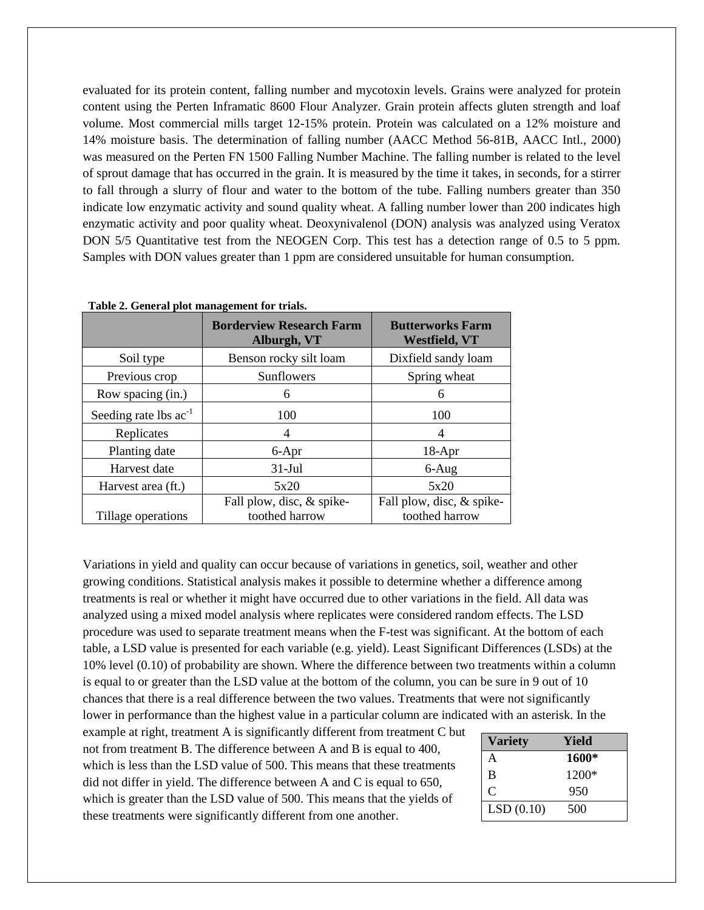evaluated for its protein content, falling number and mycotoxin levels. Grains were analyzed for protein content using the Perten Inframatic 8600 Flour Analyzer. Grain protein affects gluten strength and loaf volume. Most commercial mills target 12-15% protein. Protein was calculated on a 12% moisture and 14% moisture basis. The determination of falling number (AACC Method 56-81B, AACC Intl., 2000) was measured on the Perten FN 1500 Falling Number Machine. The falling number is related to the level of sprout damage that has occurred in the grain. It is measured by the time it takes, in seconds, for a stirrer to fall through a slurry of flour and water to the bottom of the tube. Falling numbers greater than 350 indicate low enzymatic activity and sound quality wheat. A falling number lower than 200 indicates high enzymatic activity and poor quality wheat. Deoxynivalenol (DON) analysis was analyzed using Veratox DON 5/5 Quantitative test from the NEOGEN Corp. This test has a detection range of 0.5 to 5 ppm. Samples with DON values greater than 1 ppm are considered unsuitable for human consumption.

**Table 2. General plot management for trials.**

| | Borderview Research Farm Alburgh, VT | Butterworks Farm Westfield, VT |
|---|---|---|
| Soil type | Benson rocky silt loam | Dixfield sandy loam |
| Previous crop | Sunflowers | Spring wheat |
| Row spacing (in.) | 6 | 6 |
| Seeding rate lbs $ac^{-1}$ | 100 | 100 |
| Replicates | 4 | 4 |
| Planting date | 6-Apr | 18-Apr |
| Harvest date | 31-Jul | 6-Aug |
| Harvest area (ft.) | 5x20 | 5x20 |
| Tillage operations | Fall plow, disc, & spike-toothed harrow | Fall plow, disc, & spike-toothed harrow |

Variations in yield and quality can occur because of variations in genetics, soil, weather and other growing conditions. Statistical analysis makes it possible to determine whether a difference among treatments is real or whether it might have occurred due to other variations in the field. All data was analyzed using a mixed model analysis where replicates were considered random effects. The LSD procedure was used to separate treatment means when the F-test was significant. At the bottom of each table, a LSD value is presented for each variable (e.g. yield). Least Significant Differences (LSDs) at the 10% level (0.10) of probability are shown. Where the difference between two treatments within a column is equal to or greater than the LSD value at the bottom of the column, you can be sure in 9 out of 10 chances that there is a real difference between the two values. Treatments that were not significantly lower in performance than the highest value in a particular column are indicated with an asterisk. In the example at right, treatment A is significantly different from treatment C but not from treatment B. The difference between A and B is equal to 400, which is less than the LSD value of 500. This means that these treatments did not differ in yield. The difference between A and C is equal to 650, which is greater than the LSD value of 500. This means that the yields of these treatments were significantly different from one another.

| Variety | Yield |
|---|---|
| A | **1600*** |
| B | 1200* |
| C | 950 |
| LSD (0.10) | 500 |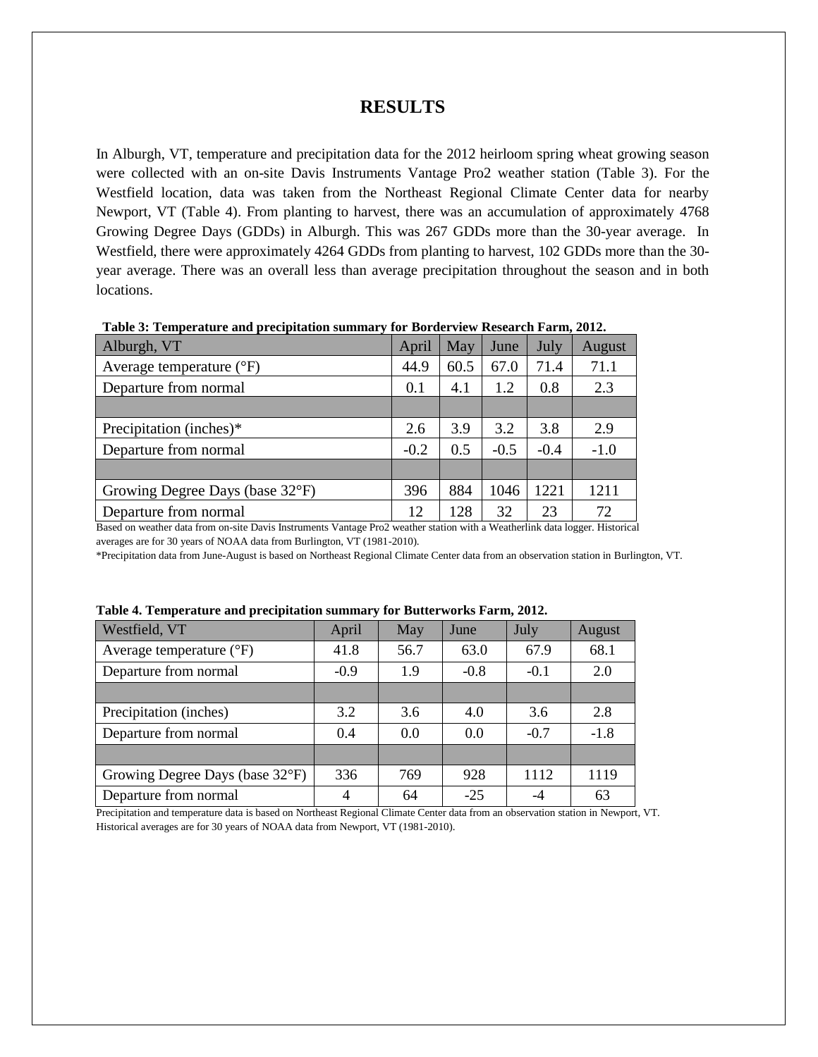# RESULTS

In Alburgh, VT, temperature and precipitation data for the 2012 heirloom spring wheat growing season were collected with an on-site Davis Instruments Vantage Pro2 weather station (Table 3). For the Westfield location, data was taken from the Northeast Regional Climate Center data for nearby Newport, VT (Table 4). From planting to harvest, there was an accumulation of approximately 4768 Growing Degree Days (GDDs) in Alburgh. This was 267 GDDs more than the 30-year average. In Westfield, there were approximately 4264 GDDs from planting to harvest, 102 GDDs more than the 30-year average. There was an overall less than average precipitation throughout the season and in both locations.

**Table 3: Temperature and precipitation summary for Borderview Research Farm, 2012.**

| Alburgh, VT | April | May | June | July | August |
|---|---|---|---|---|---|
| Average temperature (°F) | 44.9 | 60.5 | 67.0 | 71.4 | 71.1 |
| Departure from normal | 0.1 | 4.1 | 1.2 | 0.8 | 2.3 |
| | | | | | |
| Precipitation (inches)* | 2.6 | 3.9 | 3.2 | 3.8 | 2.9 |
| Departure from normal | -0.2 | 0.5 | -0.5 | -0.4 | -1.0 |
| | | | | | |
| Growing Degree Days (base 32°F) | 396 | 884 | 1046 | 1221 | 1211 |
| Departure from normal | 12 | 128 | 32 | 23 | 72 |

Based on weather data from on-site Davis Instruments Vantage Pro2 weather station with a Weatherlink data logger. Historical averages are for 30 years of NOAA data from Burlington, VT (1981-2010).

*Precipitation data from June-August is based on Northeast Regional Climate Center data from an observation station in Burlington, VT.

**Table 4. Temperature and precipitation summary for Butterworks Farm, 2012.**

| Westfield, VT | April | May | June | July | August |
|---|---|---|---|---|---|
| Average temperature (°F) | 41.8 | 56.7 | 63.0 | 67.9 | 68.1 |
| Departure from normal | -0.9 | 1.9 | -0.8 | -0.1 | 2.0 |
| | | | | | |
| Precipitation (inches) | 3.2 | 3.6 | 4.0 | 3.6 | 2.8 |
| Departure from normal | 0.4 | 0.0 | 0.0 | -0.7 | -1.8 |
| | | | | | |
| Growing Degree Days (base 32°F) | 336 | 769 | 928 | 1112 | 1119 |
| Departure from normal | 4 | 64 | -25 | -4 | 63 |

Precipitation and temperature data is based on Northeast Regional Climate Center data from an observation station in Newport, VT. Historical averages are for 30 years of NOAA data from Newport, VT (1981-2010).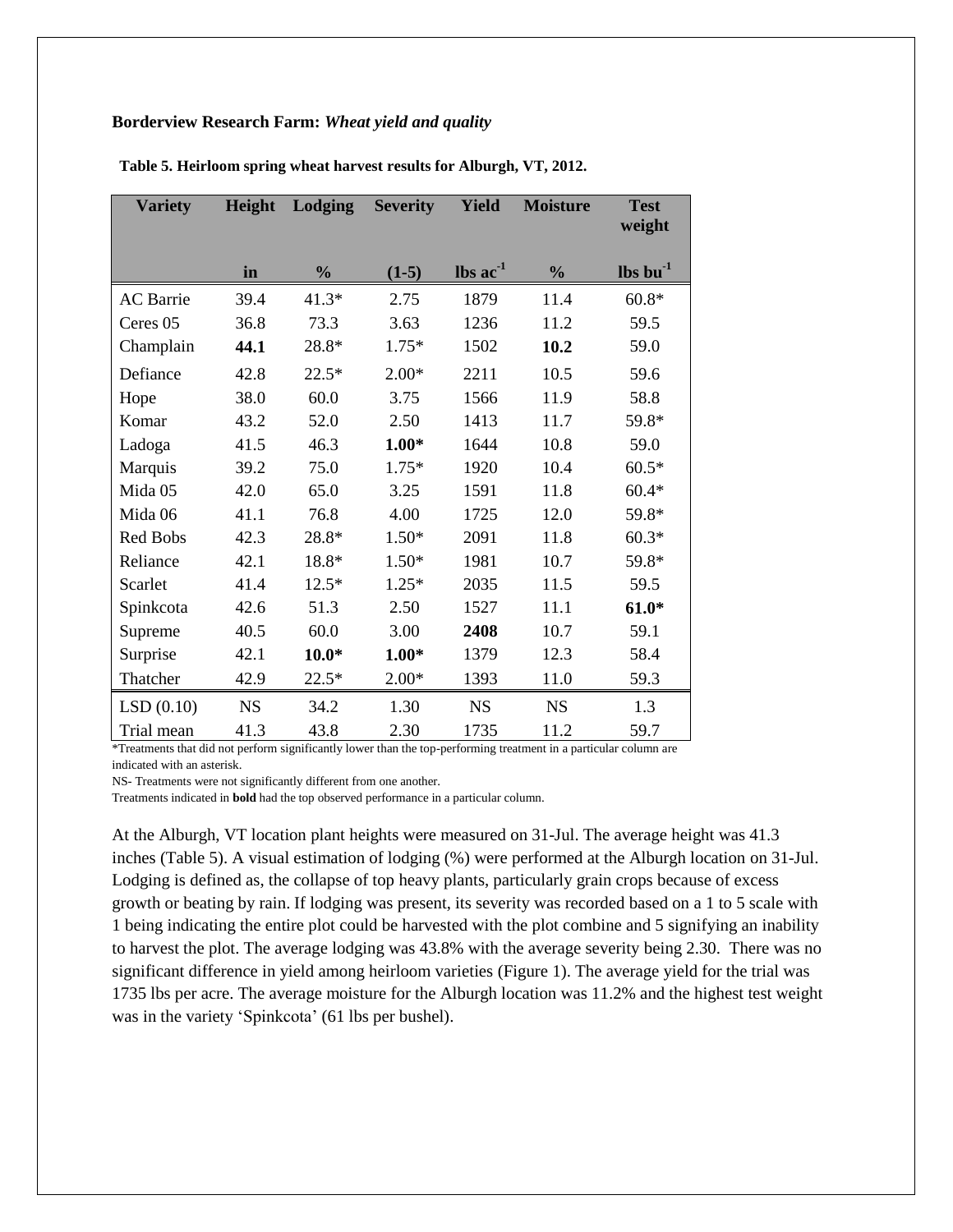**Borderview Research Farm:** ***Wheat yield and quality***

**Table 5. Heirloom spring wheat harvest results for Alburgh, VT, 2012.**

| Variety | Height | Lodging | Severity | Yield | Moisture | Test weight |
|---|---|---|---|---|---|---|
| | in | % | (1-5) | lbs ac$^{-1}$ | % | lbs bu$^{-1}$ |
| AC Barrie | 39.4 | 41.3* | 2.75 | 1879 | 11.4 | 60.8* |
| Ceres 05 | 36.8 | 73.3 | 3.63 | 1236 | 11.2 | 59.5 |
| Champlain | **44.1** | 28.8* | 1.75* | 1502 | **10.2** | 59.0 |
| Defiance | 42.8 | 22.5* | 2.00* | 2211 | 10.5 | 59.6 |
| Hope | 38.0 | 60.0 | 3.75 | 1566 | 11.9 | 58.8 |
| Komar | 43.2 | 52.0 | 2.50 | 1413 | 11.7 | 59.8* |
| Ladoga | 41.5 | 46.3 | **1.00*** | 1644 | 10.8 | 59.0 |
| Marquis | 39.2 | 75.0 | 1.75* | 1920 | 10.4 | 60.5* |
| Mida 05 | 42.0 | 65.0 | 3.25 | 1591 | 11.8 | 60.4* |
| Mida 06 | 41.1 | 76.8 | 4.00 | 1725 | 12.0 | 59.8* |
| Red Bobs | 42.3 | 28.8* | 1.50* | 2091 | 11.8 | 60.3* |
| Reliance | 42.1 | 18.8* | 1.50* | 1981 | 10.7 | 59.8* |
| Scarlet | 41.4 | 12.5* | 1.25* | 2035 | 11.5 | 59.5 |
| Spinkcota | 42.6 | 51.3 | 2.50 | 1527 | 11.1 | **61.0*** |
| Supreme | 40.5 | 60.0 | 3.00 | **2408** | 10.7 | 59.1 |
| Surprise | 42.1 | **10.0*** | **1.00*** | 1379 | 12.3 | 58.4 |
| Thatcher | 42.9 | 22.5* | 2.00* | 1393 | 11.0 | 59.3 |
| LSD (0.10) | NS | 34.2 | 1.30 | NS | NS | 1.3 |
| Trial mean | 41.3 | 43.8 | 2.30 | 1735 | 11.2 | 59.7 |

*Treatments that did not perform significantly lower than the top-performing treatment in a particular column are indicated with an asterisk.

NS- Treatments were not significantly different from one another.

Treatments indicated in **bold** had the top observed performance in a particular column.

At the Alburgh, VT location plant heights were measured on 31-Jul. The average height was 41.3 inches (Table 5). A visual estimation of lodging (%) were performed at the Alburgh location on 31-Jul. Lodging is defined as, the collapse of top heavy plants, particularly grain crops because of excess growth or beating by rain. If lodging was present, its severity was recorded based on a 1 to 5 scale with 1 being indicating the entire plot could be harvested with the plot combine and 5 signifying an inability to harvest the plot. The average lodging was 43.8% with the average severity being 2.30. There was no significant difference in yield among heirloom varieties (Figure 1). The average yield for the trial was 1735 lbs per acre. The average moisture for the Alburgh location was 11.2% and the highest test weight was in the variety 'Spinkcota' (61 lbs per bushel).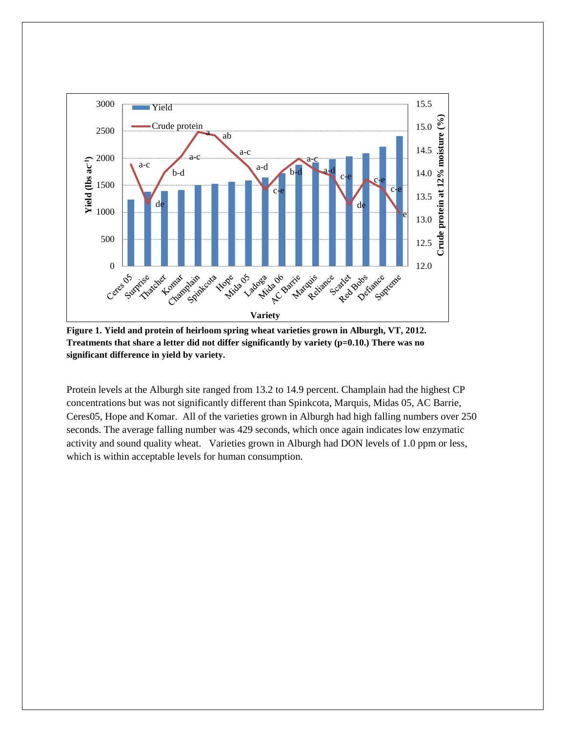**Figure 1. Yield and protein of heirloom spring wheat varieties grown in Alburgh, VT, 2012. Treatments that share a letter did not differ significantly by variety (p=0.10.) There was no significant difference in yield by variety.**

Protein levels at the Alburgh site ranged from 13.2 to 14.9 percent. Champlain had the highest CP concentrations but was not significantly different than Spinkcota, Marquis, Midas 05, AC Barrie, Ceres05, Hope and Komar. All of the varieties grown in Alburgh had high falling numbers over 250 seconds. The average falling number was 429 seconds, which once again indicates low enzymatic activity and sound quality wheat. Varieties grown in Alburgh had DON levels of 1.0 ppm or less, which is within acceptable levels for human consumption.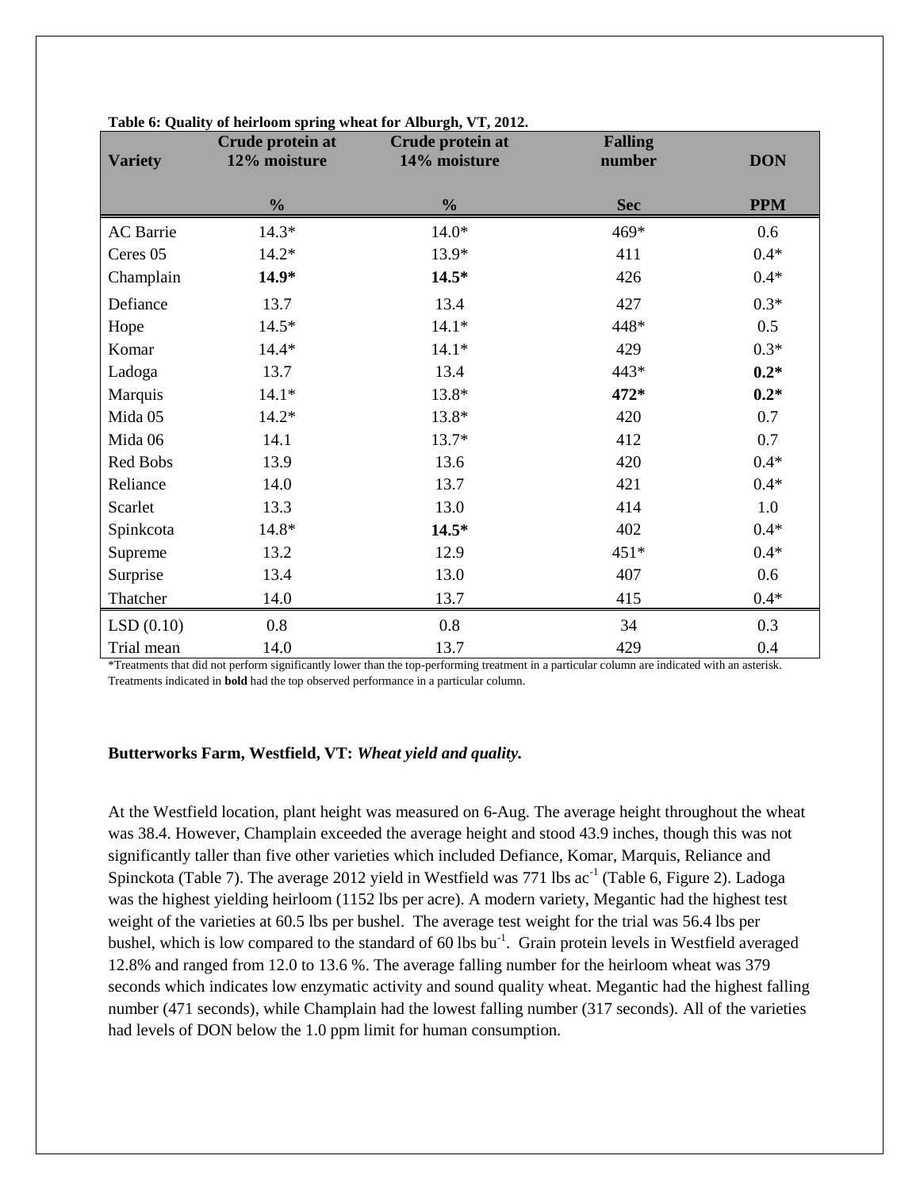**Table 6: Quality of heirloom spring wheat for Alburgh, VT, 2012.**

| Variety | Crude protein at 12% moisture | Crude protein at 14% moisture | Falling number | DON |
|---|---|---|---|---|
| | % | % | Sec | PPM |
| AC Barrie | 14.3* | 14.0* | 469* | 0.6 |
| Ceres 05 | 14.2* | 13.9* | 411 | 0.4* |
| Champlain | **14.9*** | **14.5*** | 426 | 0.4* |
| Defiance | 13.7 | 13.4 | 427 | 0.3* |
| Hope | 14.5* | 14.1* | 448* | 0.5 |
| Komar | 14.4* | 14.1* | 429 | 0.3* |
| Ladoga | 13.7 | 13.4 | 443* | **0.2*** |
| Marquis | 14.1* | 13.8* | **472*** | **0.2*** |
| Mida 05 | 14.2* | 13.8* | 420 | 0.7 |
| Mida 06 | 14.1 | 13.7* | 412 | 0.7 |
| Red Bobs | 13.9 | 13.6 | 420 | 0.4* |
| Reliance | 14.0 | 13.7 | 421 | 0.4* |
| Scarlet | 13.3 | 13.0 | 414 | 1.0 |
| Spinkcota | 14.8* | **14.5*** | 402 | 0.4* |
| Supreme | 13.2 | 12.9 | 451* | 0.4* |
| Surprise | 13.4 | 13.0 | 407 | 0.6 |
| Thatcher | 14.0 | 13.7 | 415 | 0.4* |
| LSD (0.10) | 0.8 | 0.8 | 34 | 0.3 |
| Trial mean | 14.0 | 13.7 | 429 | 0.4 |

*Treatments that did not perform significantly lower than the top-performing treatment in a particular column are indicated with an asterisk. Treatments indicated in **bold** had the top observed performance in a particular column.

**Butterworks Farm, Westfield, VT:** ***Wheat yield and quality.***

At the Westfield location, plant height was measured on 6-Aug. The average height throughout the wheat was 38.4. However, Champlain exceeded the average height and stood 43.9 inches, though this was not significantly taller than five other varieties which included Defiance, Komar, Marquis, Reliance and Spinckota (Table 7). The average 2012 yield in Westfield was 771 lbs $ac^{-1}$ (Table 6, Figure 2). Ladoga was the highest yielding heirloom (1152 lbs per acre). A modern variety, Megantic had the highest test weight of the varieties at 60.5 lbs per bushel. The average test weight for the trial was 56.4 lbs per bushel, which is low compared to the standard of 60 lbs $bu^{-1}$. Grain protein levels in Westfield averaged 12.8% and ranged from 12.0 to 13.6 %. The average falling number for the heirloom wheat was 379 seconds which indicates low enzymatic activity and sound quality wheat. Megantic had the highest falling number (471 seconds), while Champlain had the lowest falling number (317 seconds). All of the varieties had levels of DON below the 1.0 ppm limit for human consumption.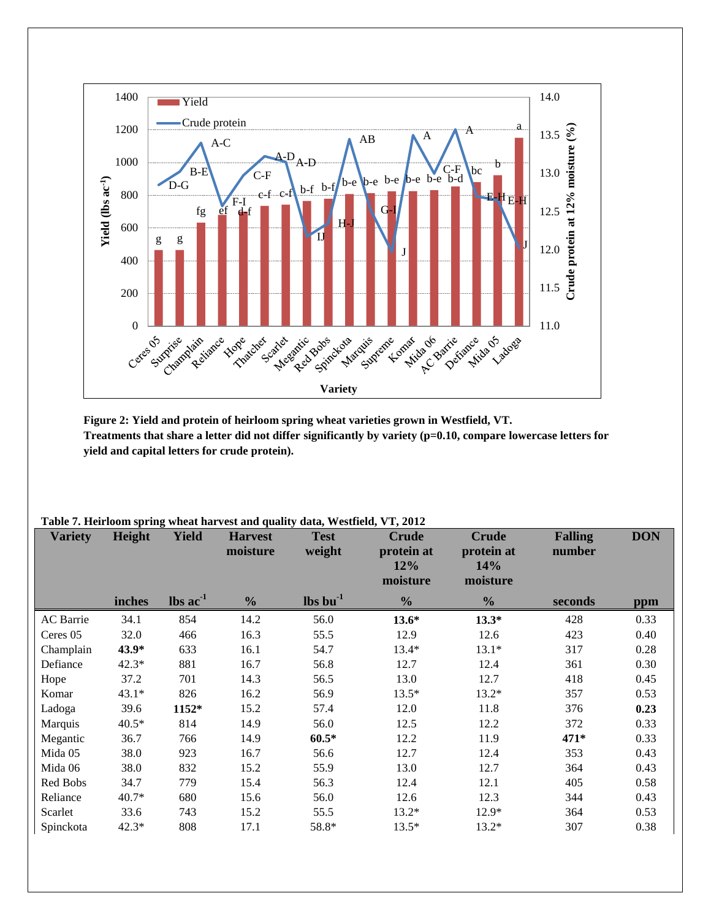**Figure 2: Yield and protein of heirloom spring wheat varieties grown in Westfield, VT.**
**Treatments that share a letter did not differ significantly by variety (p=0.10, compare lowercase letters for yield and capital letters for crude protein).**

**Table 7. Heirloom spring wheat harvest and quality data, Westfield, VT, 2012**

| Variety | Height | Yield | Harvest moisture | Test weight | Crude protein at 12% moisture | Crude protein at 14% moisture | Falling number | DON |
|---|---|---|---|---|---|---|---|---|
| | inches | lbs $ac^{-1}$ | % | lbs $bu^{-1}$ | % | % | seconds | ppm |
| AC Barrie | 34.1 | 854 | 14.2 | 56.0 | **13.6*** | **13.3*** | 428 | 0.33 |
| Ceres 05 | 32.0 | 466 | 16.3 | 55.5 | 12.9 | 12.6 | 423 | 0.40 |
| Champlain | **43.9*** | 633 | 16.1 | 54.7 | 13.4* | 13.1* | 317 | 0.28 |
| Defiance | 42.3* | 881 | 16.7 | 56.8 | 12.7 | 12.4 | 361 | 0.30 |
| Hope | 37.2 | 701 | 14.3 | 56.5 | 13.0 | 12.7 | 418 | 0.45 |
| Komar | 43.1* | 826 | 16.2 | 56.9 | 13.5* | 13.2* | 357 | 0.53 |
| Ladoga | 39.6 | **1152*** | 15.2 | 57.4 | 12.0 | 11.8 | 376 | **0.23** |
| Marquis | 40.5* | 814 | 14.9 | 56.0 | 12.5 | 12.2 | 372 | 0.33 |
| Megantic | 36.7 | 766 | 14.9 | **60.5*** | 12.2 | 11.9 | **471*** | 0.33 |
| Mida 05 | 38.0 | 923 | 16.7 | 56.6 | 12.7 | 12.4 | 353 | 0.43 |
| Mida 06 | 38.0 | 832 | 15.2 | 55.9 | 13.0 | 12.7 | 364 | 0.43 |
| Red Bobs | 34.7 | 779 | 15.4 | 56.3 | 12.4 | 12.1 | 405 | 0.58 |
| Reliance | 40.7* | 680 | 15.6 | 56.0 | 12.6 | 12.3 | 344 | 0.43 |
| Scarlet | 33.6 | 743 | 15.2 | 55.5 | 13.2* | 12.9* | 364 | 0.53 |
| Spinckota | 42.3* | 808 | 17.1 | 58.8* | 13.5* | 13.2* | 307 | 0.38 |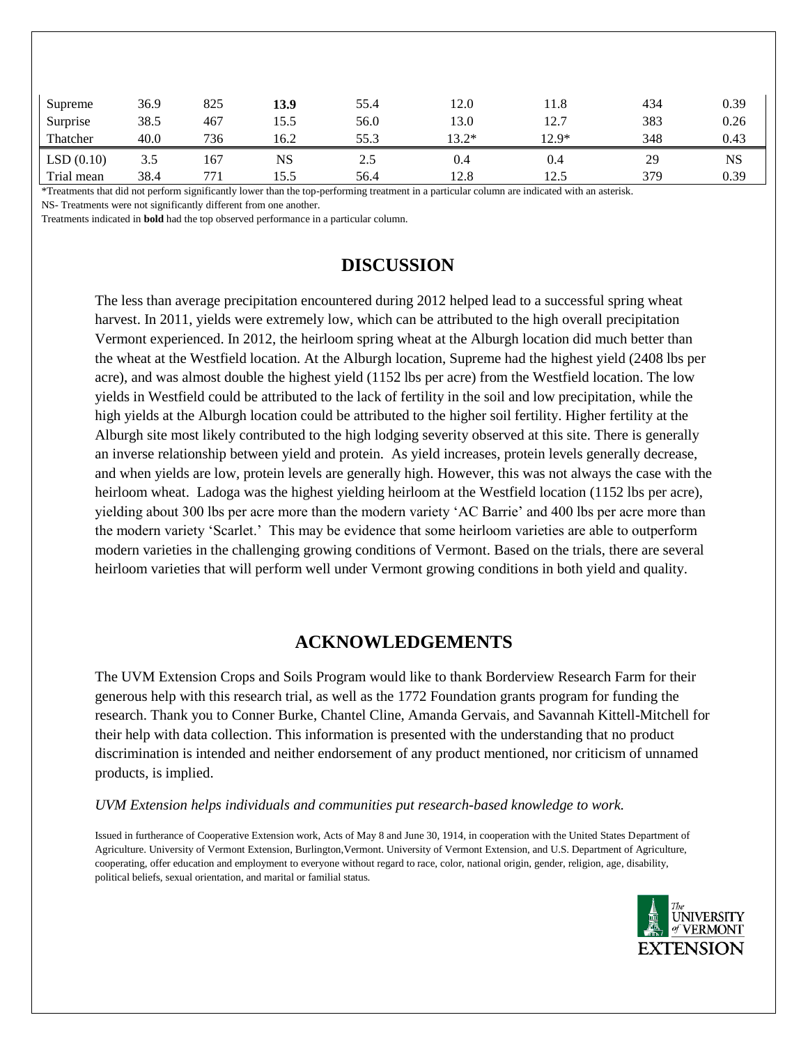| | | | | | | | | |
|---|---|---|---|---|---|---|---|---|
| Supreme | 36.9 | 825 | **13.9** | 55.4 | 12.0 | 11.8 | 434 | 0.39 |
| Surprise | 38.5 | 467 | 15.5 | 56.0 | 13.0 | 12.7 | 383 | 0.26 |
| Thatcher | 40.0 | 736 | 16.2 | 55.3 | 13.2* | 12.9* | 348 | 0.43 |
| LSD (0.10) | 3.5 | 167 | NS | 2.5 | 0.4 | 0.4 | 29 | NS |
| Trial mean | 38.4 | 771 | 15.5 | 56.4 | 12.8 | 12.5 | 379 | 0.39 |

*Treatments that did not perform significantly lower than the top-performing treatment in a particular column are indicated with an asterisk.

NS- Treatments were not significantly different from one another.

Treatments indicated in **bold** had the top observed performance in a particular column.

## DISCUSSION

The less than average precipitation encountered during 2012 helped lead to a successful spring wheat harvest. In 2011, yields were extremely low, which can be attributed to the high overall precipitation Vermont experienced. In 2012, the heirloom spring wheat at the Alburgh location did much better than the wheat at the Westfield location. At the Alburgh location, Supreme had the highest yield (2408 lbs per acre), and was almost double the highest yield (1152 lbs per acre) from the Westfield location. The low yields in Westfield could be attributed to the lack of fertility in the soil and low precipitation, while the high yields at the Alburgh location could be attributed to the higher soil fertility. Higher fertility at the Alburgh site most likely contributed to the high lodging severity observed at this site. There is generally an inverse relationship between yield and protein. As yield increases, protein levels generally decrease, and when yields are low, protein levels are generally high. However, this was not always the case with the heirloom wheat. Ladoga was the highest yielding heirloom at the Westfield location (1152 lbs per acre), yielding about 300 lbs per acre more than the modern variety 'AC Barrie' and 400 lbs per acre more than the modern variety 'Scarlet.' This may be evidence that some heirloom varieties are able to outperform modern varieties in the challenging growing conditions of Vermont. Based on the trials, there are several heirloom varieties that will perform well under Vermont growing conditions in both yield and quality.

## ACKNOWLEDGEMENTS

The UVM Extension Crops and Soils Program would like to thank Borderview Research Farm for their generous help with this research trial, as well as the 1772 Foundation grants program for funding the research. Thank you to Conner Burke, Chantel Cline, Amanda Gervais, and Savannah Kittell-Mitchell for their help with data collection. This information is presented with the understanding that no product discrimination is intended and neither endorsement of any product mentioned, nor criticism of unnamed products, is implied.

*UVM Extension helps individuals and communities put research-based knowledge to work.*

Issued in furtherance of Cooperative Extension work, Acts of May 8 and June 30, 1914, in cooperation with the United States Department of Agriculture. University of Vermont Extension, Burlington,Vermont. University of Vermont Extension, and U.S. Department of Agriculture, cooperating, offer education and employment to everyone without regard to race, color, national origin, gender, religion, age, disability, political beliefs, sexual orientation, and marital or familial status.

The UNIVERSITY of VERMONT EXTENSION